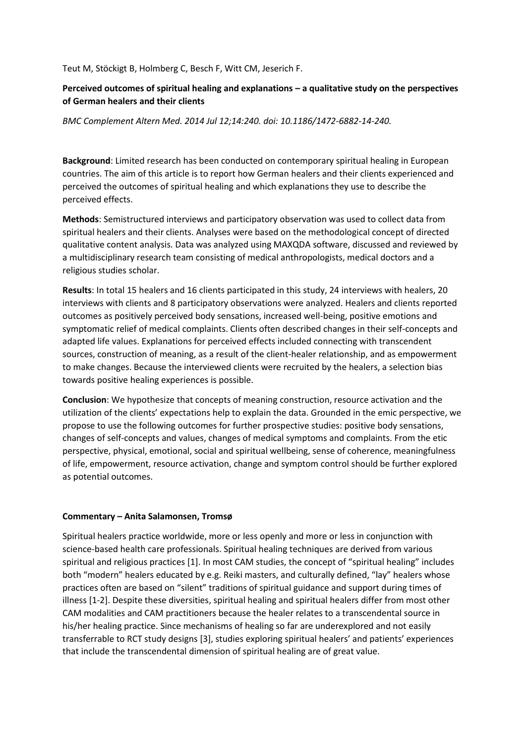Teut M, Stöckigt B, Holmberg C, Besch F, Witt CM, Jeserich F.

**Perceived outcomes of spiritual healing and explanations – a qualitative study on the perspectives of German healers and their clients**

*BMC Complement Altern Med. 2014 Jul 12;14:240. doi: 10.1186/1472-6882-14-240.*

**Background**: Limited research has been conducted on contemporary spiritual healing in European countries. The aim of this article is to report how German healers and their clients experienced and perceived the outcomes of spiritual healing and which explanations they use to describe the perceived effects.

**Methods**: Semistructured interviews and participatory observation was used to collect data from spiritual healers and their clients. Analyses were based on the methodological concept of directed qualitative content analysis. Data was analyzed using MAXQDA software, discussed and reviewed by a multidisciplinary research team consisting of medical anthropologists, medical doctors and a religious studies scholar.

**Results**: In total 15 healers and 16 clients participated in this study, 24 interviews with healers, 20 interviews with clients and 8 participatory observations were analyzed. Healers and clients reported outcomes as positively perceived body sensations, increased well-being, positive emotions and symptomatic relief of medical complaints. Clients often described changes in their self-concepts and adapted life values. Explanations for perceived effects included connecting with transcendent sources, construction of meaning, as a result of the client-healer relationship, and as empowerment to make changes. Because the interviewed clients were recruited by the healers, a selection bias towards positive healing experiences is possible.

**Conclusion**: We hypothesize that concepts of meaning construction, resource activation and the utilization of the clients' expectations help to explain the data. Grounded in the emic perspective, we propose to use the following outcomes for further prospective studies: positive body sensations, changes of self-concepts and values, changes of medical symptoms and complaints. From the etic perspective, physical, emotional, social and spiritual wellbeing, sense of coherence, meaningfulness of life, empowerment, resource activation, change and symptom control should be further explored as potential outcomes.

**Commentary – Anita Salamonsen, Tromsø**

Spiritual healers practice worldwide, more or less openly and more or less in conjunction with science-based health care professionals. Spiritual healing techniques are derived from various spiritual and religious practices [1]. In most CAM studies, the concept of "spiritual healing" includes both "modern" healers educated by e.g. Reiki masters, and culturally defined, "lay" healers whose practices often are based on "silent" traditions of spiritual guidance and support during times of illness [1-2]. Despite these diversities, spiritual healing and spiritual healers differ from most other CAM modalities and CAM practitioners because the healer relates to a transcendental source in his/her healing practice. Since mechanisms of healing so far are underexplored and not easily transferrable to RCT study designs [3], studies exploring spiritual healers' and patients' experiences that include the transcendental dimension of spiritual healing are of great value.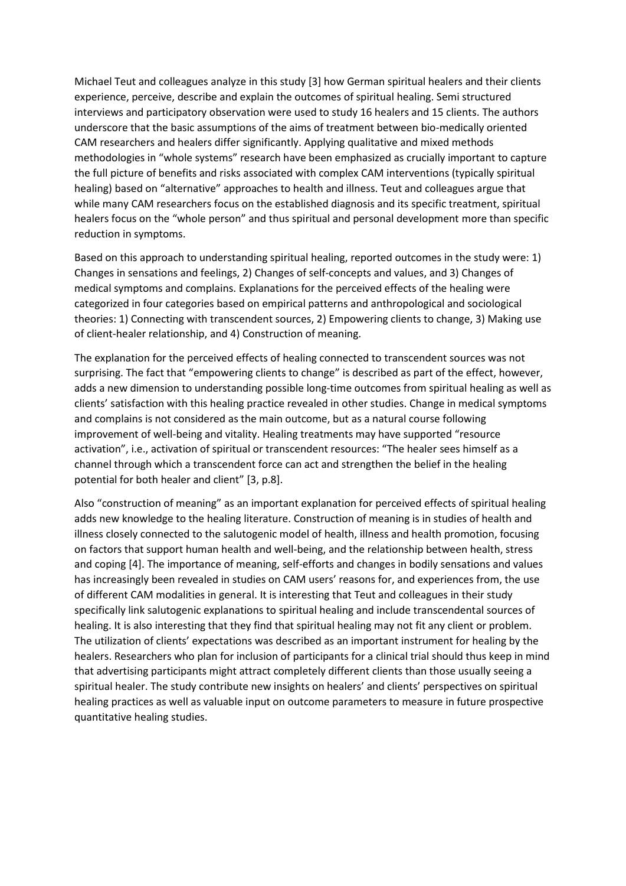Michael Teut and colleagues analyze in this study [3] how German spiritual healers and their clients experience, perceive, describe and explain the outcomes of spiritual healing. Semi structured interviews and participatory observation were used to study 16 healers and 15 clients. The authors underscore that the basic assumptions of the aims of treatment between bio-medically oriented CAM researchers and healers differ significantly. Applying qualitative and mixed methods methodologies in "whole systems" research have been emphasized as crucially important to capture the full picture of benefits and risks associated with complex CAM interventions (typically spiritual healing) based on "alternative" approaches to health and illness. Teut and colleagues argue that while many CAM researchers focus on the established diagnosis and its specific treatment, spiritual healers focus on the "whole person" and thus spiritual and personal development more than specific reduction in symptoms.

Based on this approach to understanding spiritual healing, reported outcomes in the study were: 1) Changes in sensations and feelings, 2) Changes of self-concepts and values, and 3) Changes of medical symptoms and complains. Explanations for the perceived effects of the healing were categorized in four categories based on empirical patterns and anthropological and sociological theories: 1) Connecting with transcendent sources, 2) Empowering clients to change, 3) Making use of client-healer relationship, and 4) Construction of meaning.

The explanation for the perceived effects of healing connected to transcendent sources was not surprising. The fact that "empowering clients to change" is described as part of the effect, however, adds a new dimension to understanding possible long-time outcomes from spiritual healing as well as clients' satisfaction with this healing practice revealed in other studies. Change in medical symptoms and complains is not considered as the main outcome, but as a natural course following improvement of well-being and vitality. Healing treatments may have supported "resource activation", i.e., activation of spiritual or transcendent resources: "The healer sees himself as a channel through which a transcendent force can act and strengthen the belief in the healing potential for both healer and client" [3, p.8].

Also "construction of meaning" as an important explanation for perceived effects of spiritual healing adds new knowledge to the healing literature. Construction of meaning is in studies of health and illness closely connected to the salutogenic model of health, illness and health promotion, focusing on factors that support human health and well-being, and the relationship between health, stress and coping [4]. The importance of meaning, self-efforts and changes in bodily sensations and values has increasingly been revealed in studies on CAM users' reasons for, and experiences from, the use of different CAM modalities in general. It is interesting that Teut and colleagues in their study specifically link salutogenic explanations to spiritual healing and include transcendental sources of healing. It is also interesting that they find that spiritual healing may not fit any client or problem. The utilization of clients' expectations was described as an important instrument for healing by the healers. Researchers who plan for inclusion of participants for a clinical trial should thus keep in mind that advertising participants might attract completely different clients than those usually seeing a spiritual healer. The study contribute new insights on healers' and clients' perspectives on spiritual healing practices as well as valuable input on outcome parameters to measure in future prospective quantitative healing studies.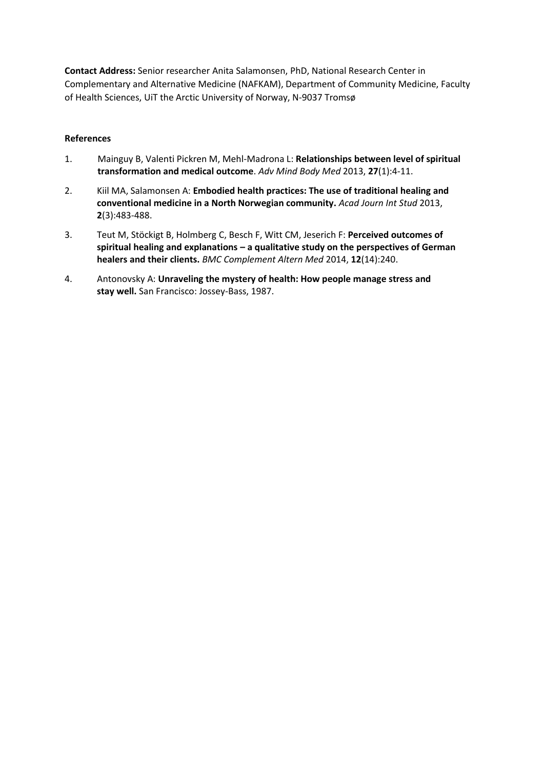**Contact Address:** Senior researcher Anita Salamonsen, PhD, National Research Center in Complementary and Alternative Medicine (NAFKAM), Department of Community Medicine, Faculty of Health Sciences, UiT the Arctic University of Norway, N-9037 Tromsø

**References**

1. Mainguy B, Valenti Pickren M, Mehl-Madrona L: **Relationships between level of spiritual transformation and medical outcome**. *Adv Mind Body Med* 2013, **27**(1):4-11.
2. Kiil MA, Salamonsen A: **Embodied health practices: The use of traditional healing and conventional medicine in a North Norwegian community.** *Acad Journ Int Stud* 2013, **2**(3):483-488.
3. Teut M, Stöckigt B, Holmberg C, Besch F, Witt CM, Jeserich F: **Perceived outcomes of spiritual healing and explanations – a qualitative study on the perspectives of German healers and their clients.** *BMC Complement Altern Med* 2014, **12**(14):240.
4. Antonovsky A: **Unraveling the mystery of health: How people manage stress and stay well.** San Francisco: Jossey-Bass, 1987.